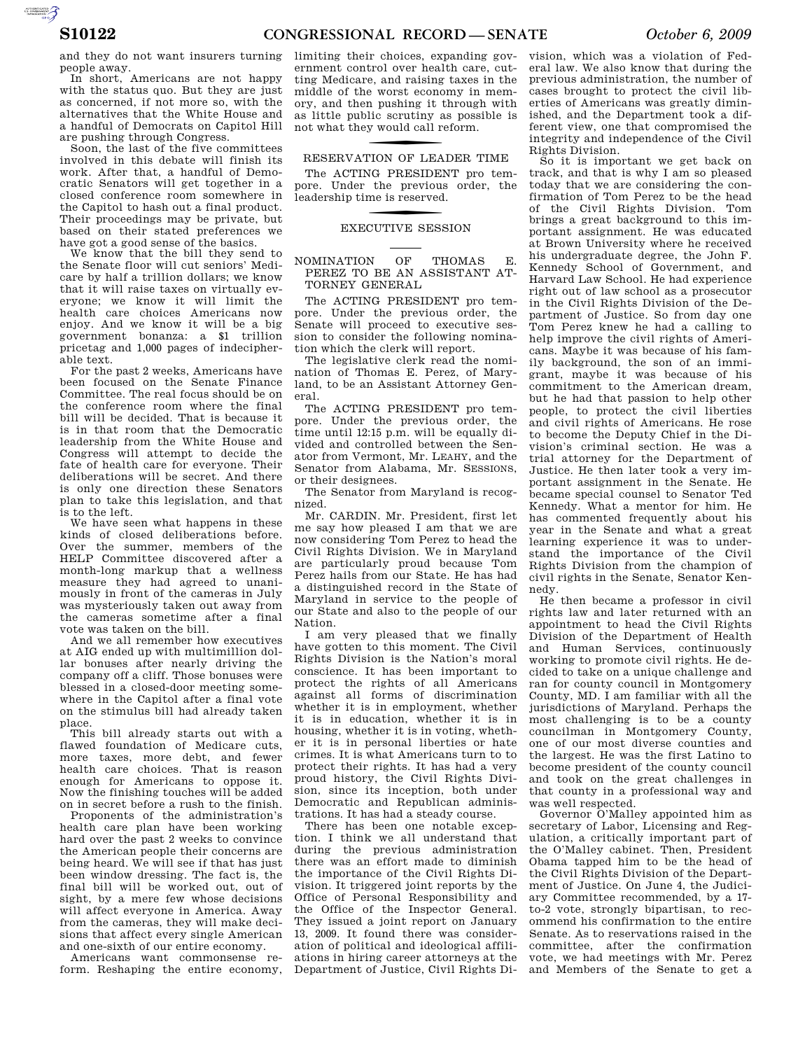and they do not want insurers turning people away.

In short, Americans are not happy with the status quo. But they are just as concerned, if not more so, with the alternatives that the White House and a handful of Democrats on Capitol Hill are pushing through Congress.

Soon, the last of the five committees involved in this debate will finish its work. After that, a handful of Democratic Senators will get together in a closed conference room somewhere in the Capitol to hash out a final product. Their proceedings may be private, but based on their stated preferences we have got a good sense of the basics.

We know that the bill they send to the Senate floor will cut seniors' Medicare by half a trillion dollars; we know that it will raise taxes on virtually everyone; we know it will limit the health care choices Americans now enjoy. And we know it will be a big government bonanza: a $1 trillion pricetag and 1,000 pages of indecipherable text.

For the past 2 weeks, Americans have been focused on the Senate Finance Committee. The real focus should be on the conference room where the final bill will be decided. That is because it is in that room that the Democratic leadership from the White House and Congress will attempt to decide the fate of health care for everyone. Their deliberations will be secret. And there is only one direction these Senators plan to take this legislation, and that is to the left.

We have seen what happens in these kinds of closed deliberations before. Over the summer, members of the HELP Committee discovered after a month-long markup that a wellness measure they had agreed to unanimously in front of the cameras in July was mysteriously taken out away from the cameras sometime after a final vote was taken on the bill.

And we all remember how executives at AIG ended up with multimillion dollar bonuses after nearly driving the company off a cliff. Those bonuses were blessed in a closed-door meeting somewhere in the Capitol after a final vote on the stimulus bill had already taken place.

This bill already starts out with a flawed foundation of Medicare cuts, more taxes, more debt, and fewer health care choices. That is reason enough for Americans to oppose it. Now the finishing touches will be added on in secret before a rush to the finish.

Proponents of the administration's health care plan have been working hard over the past 2 weeks to convince the American people their concerns are being heard. We will see if that has just been window dressing. The fact is, the final bill will be worked out, out of sight, by a mere few whose decisions will affect everyone in America. Away from the cameras, they will make decisions that affect every single American and one-sixth of our entire economy.

Americans want commonsense reform. Reshaping the entire economy, limiting their choices, expanding government control over health care, cutting Medicare, and raising taxes in the middle of the worst economy in memory, and then pushing it through with as little public scrutiny as possible is not what they would call reform.

## RESERVATION OF LEADER TIME

The ACTING PRESIDENT pro tempore. Under the previous order, the leadership time is reserved.

## EXECUTIVE SESSION

### NOMINATION OF THOMAS E. PEREZ TO BE AN ASSISTANT ATTORNEY GENERAL

The ACTING PRESIDENT pro tempore. Under the previous order, the Senate will proceed to executive session to consider the following nomination which the clerk will report.

The legislative clerk read the nomination of Thomas E. Perez, of Maryland, to be an Assistant Attorney General.

The ACTING PRESIDENT pro tempore. Under the previous order, the time until 12:15 p.m. will be equally divided and controlled between the Senator from Vermont, Mr. LEAHY, and the Senator from Alabama, Mr. SESSIONS, or their designees.

The Senator from Maryland is recognized.

Mr. CARDIN. Mr. President, first let me say how pleased I am that we are now considering Tom Perez to head the Civil Rights Division. We in Maryland are particularly proud because Tom Perez hails from our State. He has had a distinguished record in the State of Maryland in service to the people of our State and also to the people of our Nation.

I am very pleased that we finally have gotten to this moment. The Civil Rights Division is the Nation's moral conscience. It has been important to protect the rights of all Americans against all forms of discrimination whether it is in employment, whether it is in education, whether it is in housing, whether it is in voting, whether it is in personal liberties or hate crimes. It is what Americans turn to to protect their rights. It has had a very proud history, the Civil Rights Division, since its inception, both under Democratic and Republican administrations. It has had a steady course.

There has been one notable exception. I think we all understand that during the previous administration there was an effort made to diminish the importance of the Civil Rights Division. It triggered joint reports by the Office of Personal Responsibility and the Office of the Inspector General. They issued a joint report on January 13, 2009. It found there was consideration of political and ideological affiliations in hiring career attorneys at the Department of Justice, Civil Rights Division, which was a violation of Federal law. We also know that during the previous administration, the number of cases brought to protect the civil liberties of Americans was greatly diminished, and the Department took a different view, one that compromised the integrity and independence of the Civil Rights Division.

So it is important we get back on track, and that is why I am so pleased today that we are considering the confirmation of Tom Perez to be the head of the Civil Rights Division. Tom brings a great background to this important assignment. He was educated at Brown University where he received his undergraduate degree, the John F. Kennedy School of Government, and Harvard Law School. He had experience right out of law school as a prosecutor in the Civil Rights Division of the Department of Justice. So from day one Tom Perez knew he had a calling to help improve the civil rights of Americans. Maybe it was because of his family background, the son of an immigrant, maybe it was because of his commitment to the American dream, but he had that passion to help other people, to protect the civil liberties and civil rights of Americans. He rose to become the Deputy Chief in the Division's criminal section. He was a trial attorney for the Department of Justice. He then later took a very important assignment in the Senate. He became special counsel to Senator Ted Kennedy. What a mentor for him. He has commented frequently about his year in the Senate and what a great learning experience it was to understand the importance of the Civil Rights Division from the champion of civil rights in the Senate, Senator Kennedy.

He then became a professor in civil rights law and later returned with an appointment to head the Civil Rights Division of the Department of Health and Human Services, continuously working to promote civil rights. He decided to take on a unique challenge and ran for county council in Montgomery County, MD. I am familiar with all the jurisdictions of Maryland. Perhaps the most challenging is to be a county councilman in Montgomery County, one of our most diverse counties and the largest. He was the first Latino to become president of the county council and took on the great challenges in that county in a professional way and was well respected.

Governor O'Malley appointed him as secretary of Labor, Licensing and Regulation, a critically important part of the O'Malley cabinet. Then, President Obama tapped him to be the head of the Civil Rights Division of the Department of Justice. On June 4, the Judiciary Committee recommended, by a 17-to-2 vote, strongly bipartisan, to recommend his confirmation to the entire Senate. As to reservations raised in the committee, after the confirmation vote, we had meetings with Mr. Perez and Members of the Senate to get a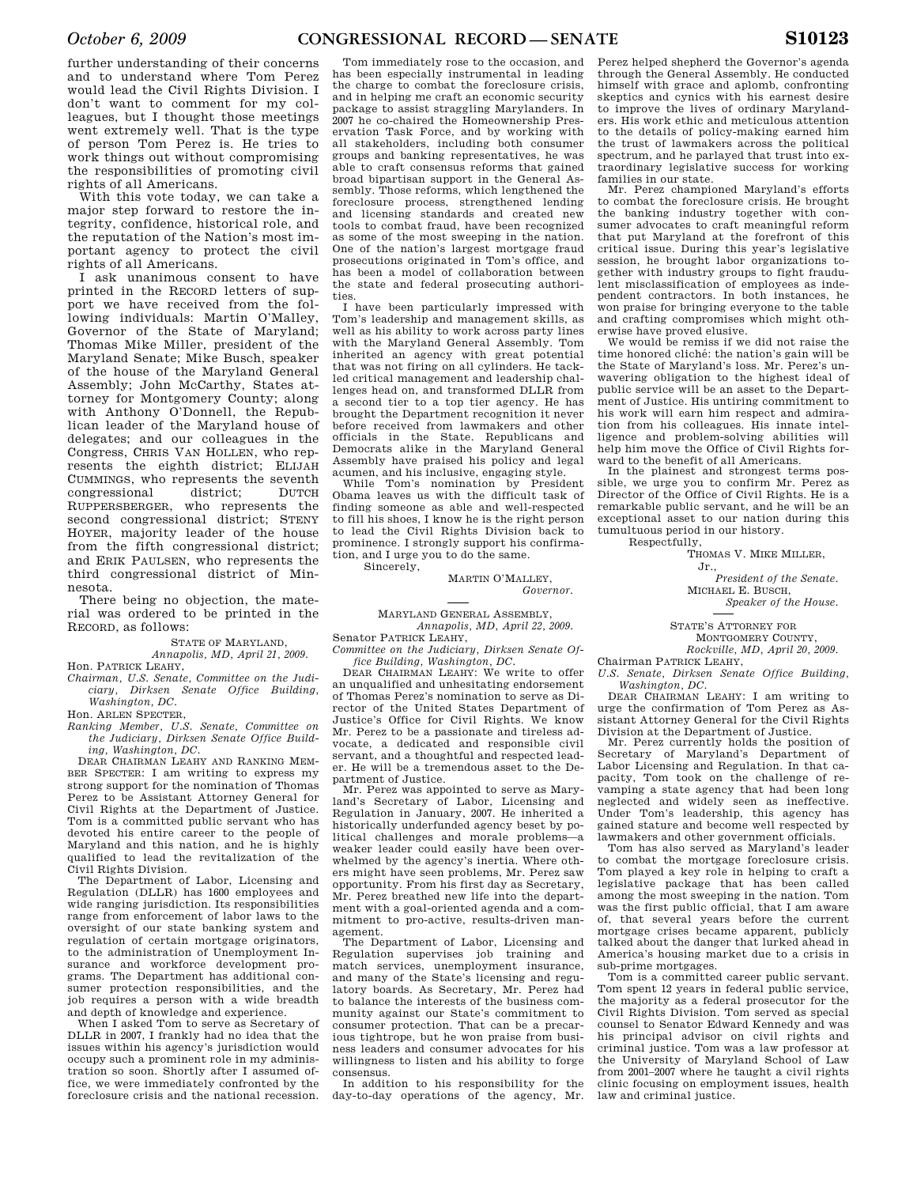further understanding of their concerns and to understand where Tom Perez would lead the Civil Rights Division. I don't want to comment for my colleagues, but I thought those meetings went extremely well. That is the type of person Tom Perez is. He tries to work things out without compromising the responsibilities of promoting civil rights of all Americans.

With this vote today, we can take a major step forward to restore the integrity, confidence, historical role, and the reputation of the Nation's most important agency to protect the civil rights of all Americans.

I ask unanimous consent to have printed in the RECORD letters of support we have received from the following individuals: Martin O'Malley, Governor of the State of Maryland; Thomas Mike Miller, president of the Maryland Senate; Mike Busch, speaker of the house of the Maryland General Assembly; John McCarthy, States attorney for Montgomery County; along with Anthony O'Donnell, the Republican leader of the Maryland house of delegates; and our colleagues in the Congress, CHRIS VAN HOLLEN, who represents the eighth district; ELIJAH CUMMINGS, who represents the seventh congressional district; DUTCH RUPPERSBERGER, who represents the second congressional district; STENY HOYER, majority leader of the house from the fifth congressional district; and ERIK PAULSEN, who represents the third congressional district of Minnesota.

There being no objection, the material was ordered to be printed in the RECORD, as follows:

STATE OF MARYLAND,
*Annapolis, MD, April 21, 2009.*

Hon. PATRICK LEAHY,
*Chairman, U.S. Senate, Committee on the Judiciary, Dirksen Senate Office Building, Washington, DC.*

Hon. ARLEN SPECTER,
*Ranking Member, U.S. Senate, Committee on the Judiciary, Dirksen Senate Office Building, Washington, DC.*

DEAR CHAIRMAN LEAHY AND RANKING MEMBER SPECTER: I am writing to express my strong support for the nomination of Thomas Perez to be Assistant Attorney General for Civil Rights at the Department of Justice. Tom is a committed public servant who has devoted his entire career to the people of Maryland and this nation, and he is highly qualified to lead the revitalization of the Civil Rights Division.

The Department of Labor, Licensing and Regulation (DLLR) has 1600 employees and wide ranging jurisdiction. Its responsibilities range from enforcement of labor laws to the oversight of our state banking system and regulation of certain mortgage originators, to the administration of Unemployment Insurance and workforce development programs. The Department has additional consumer protection responsibilities, and the job requires a person with a wide breadth and depth of knowledge and experience.

When I asked Tom to serve as Secretary of DLLR in 2007, I frankly had no idea that the issues within his agency's jurisdiction would occupy such a prominent role in my administration so soon. Shortly after I assumed office, we were immediately confronted by the foreclosure crisis and the national recession.

Tom immediately rose to the occasion, and has been especially instrumental in leading the charge to combat the foreclosure crisis, and in helping me craft an economic security package to assist straggling Marylanders. In 2007 he co-chaired the Homeownership Preservation Task Force, and by working with all stakeholders, including both consumer groups and banking representatives, he was able to craft consensus reforms that gained broad bipartisan support in the General Assembly. Those reforms, which lengthened the foreclosure process, strengthened lending and licensing standards and created new tools to combat fraud, have been recognized as some of the most sweeping in the nation. One of the nation's largest mortgage fraud prosecutions originated in Tom's office, and has been a model of collaboration between the state and federal prosecuting authorities.

I have been particularly impressed with Tom's leadership and management skills, as well as his ability to work across party lines with the Maryland General Assembly. Tom inherited an agency with great potential that was not firing on all cylinders. He tackled critical management and leadership challenges head on, and transformed DLLR from a second tier to a top tier agency. He has brought the Department recognition it never before received from lawmakers and other officials in the State. Republicans and Democrats alike in the Maryland General Assembly have praised his policy and legal acumen, and his inclusive, engaging style.

While Tom's nomination by President Obama leaves us with the difficult task of finding someone as able and well-respected to fill his shoes, I know he is the right person to lead the Civil Rights Division back to prominence. I strongly support his confirmation, and I urge you to do the same.

Sincerely,

MARTIN O'MALLEY,
*Governor.*

---

MARYLAND GENERAL ASSEMBLY,
*Annapolis, MD, April 22, 2009.*

Senator PATRICK LEAHY,
*Committee on the Judiciary, Dirksen Senate Office Building, Washington, DC.*

DEAR CHAIRMAN LEAHY: We write to offer an unqualified and unhesitating endorsement of Thomas Perez's nomination to serve as Director of the United States Department of Justice's Office for Civil Rights. We know Mr. Perez to be a passionate and tireless advocate, a dedicated and responsible civil servant, and a thoughtful and respected leader. He will be a tremendous asset to the Department of Justice.

Mr. Perez was appointed to serve as Maryland's Secretary of Labor, Licensing and Regulation in January, 2007. He inherited a historically underfunded agency beset by political challenges and morale problems—a weaker leader could easily have been overwhelmed by the agency's inertia. Where others might have seen problems, Mr. Perez saw opportunity. From his first day as Secretary, Mr. Perez breathed new life into the department with a goal-oriented agenda and a commitment to pro-active, results-driven management.

The Department of Labor, Licensing and Regulation supervises job training and match services, unemployment insurance, and many of the State's licensing and regulatory boards. As Secretary, Mr. Perez had to balance the interests of the business community against our State's commitment to consumer protection. That can be a precarious tightrope, but he won praise from business leaders and consumer advocates for his willingness to listen and his ability to forge consensus.

In addition to his responsibility for the day-to-day operations of the agency, Mr. Perez helped shepherd the Governor's agenda through the General Assembly. He conducted himself with grace and aplomb, confronting skeptics and cynics with his earnest desire to improve the lives of ordinary Marylanders. His work ethic and meticulous attention to the details of policy-making earned him the trust of lawmakers across the political spectrum, and he parlayed that trust into extraordinary legislative success for working families in our state.

Mr. Perez championed Maryland's efforts to combat the foreclosure crisis. He brought the banking industry together with consumer advocates to craft meaningful reform that put Maryland at the forefront of this critical issue. During this year's legislative session, he brought labor organizations together with industry groups to fight fraudulent misclassification of employees as independent contractors. In both instances, he won praise for bringing everyone to the table and crafting compromises which might otherwise have proved elusive.

We would be remiss if we did not raise the time honored cliché: the nation's gain will be the State of Maryland's loss. Mr. Perez's unwavering obligation to the highest ideal of public service will be an asset to the Department of Justice. His untiring commitment to his work will earn him respect and admiration from his colleagues. His innate intelligence and problem-solving abilities will help him move the Office of Civil Rights forward to the benefit of all Americans.

In the plainest and strongest terms possible, we urge you to confirm Mr. Perez as Director of the Office of Civil Rights. He is a remarkable public servant, and he will be an exceptional asset to our nation during this tumultuous period in our history.

Respectfully,

THOMAS V. MIKE MILLER, Jr.,
*President of the Senate.*

MICHAEL E. BUSCH,
*Speaker of the House.*

---

STATE'S ATTORNEY FOR MONTGOMERY COUNTY,
*Rockville, MD, April 20, 2009.*

Chairman PATRICK LEAHY,
*U.S. Senate, Dirksen Senate Office Building, Washington, DC.*

DEAR CHAIRMAN LEAHY: I am writing to urge the confirmation of Tom Perez as Assistant Attorney General for the Civil Rights Division at the Department of Justice.

Mr. Perez currently holds the position of Secretary of Maryland's Department of Labor Licensing and Regulation. In that capacity, Tom took on the challenge of revamping a state agency that had been long neglected and widely seen as ineffective. Under Tom's leadership, this agency has gained stature and become well respected by lawmakers and other government officials.

Tom has also served as Maryland's leader to combat the mortgage foreclosure crisis. Tom played a key role in helping to craft a legislative package that has been called among the most sweeping in the nation. Tom was the first public official, that I am aware of, that several years before the current mortgage crises became apparent, publicly talked about the danger that lurked ahead in America's housing market due to a crisis in sub-prime mortgages.

Tom is a committed career public servant. Tom spent 12 years in federal public service, the majority as a federal prosecutor for the Civil Rights Division. Tom served as special counsel to Senator Edward Kennedy and was his principal advisor on civil rights and criminal justice. Tom was a law professor at the University of Maryland School of Law from 2001–2007 where he taught a civil rights clinic focusing on employment issues, health law and criminal justice.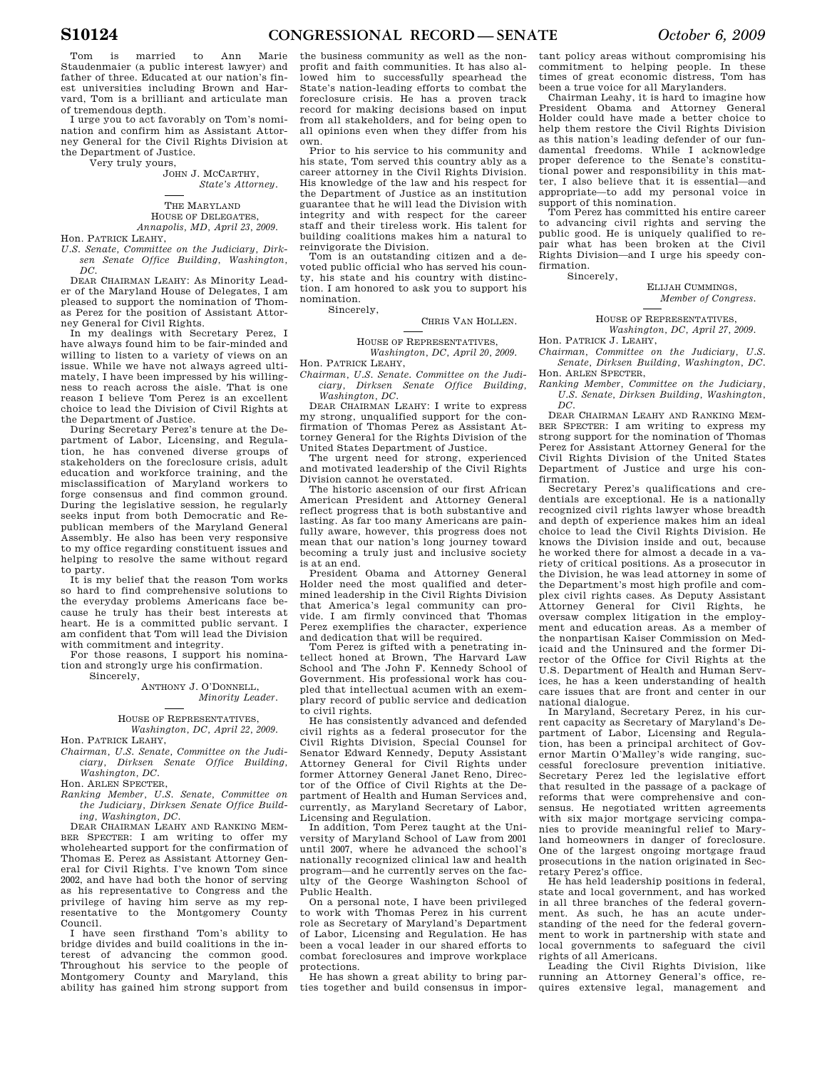Tom is married to Ann Marie Staudenmaier (a public interest lawyer) and father of three. Educated at our nation's finest universities including Brown and Harvard, Tom is a brilliant and articulate man of tremendous depth.

I urge you to act favorably on Tom's nomination and confirm him as Assistant Attorney General for the Civil Rights Division at the Department of Justice.

Very truly yours,

JOHN J. MCCARTHY,
*State's Attorney.*

---

THE MARYLAND
HOUSE OF DELEGATES,
*Annapolis, MD, April 23, 2009.*

Hon. PATRICK LEAHY,
*U.S. Senate, Committee on the Judiciary, Dirksen Senate Office Building, Washington, DC.*

DEAR CHAIRMAN LEAHY: As Minority Leader of the Maryland House of Delegates, I am pleased to support the nomination of Thomas Perez for the position of Assistant Attorney General for Civil Rights.

In my dealings with Secretary Perez, I have always found him to be fair-minded and willing to listen to a variety of views on an issue. While we have not always agreed ultimately, I have been impressed by his willingness to reach across the aisle. That is one reason I believe Tom Perez is an excellent choice to lead the Division of Civil Rights at the Department of Justice.

During Secretary Perez's tenure at the Department of Labor, Licensing, and Regulation, he has convened diverse groups of stakeholders on the foreclosure crisis, adult education and workforce training, and the misclassification of Maryland workers to forge consensus and find common ground. During the legislative session, he regularly seeks input from both Democratic and Republican members of the Maryland General Assembly. He also has been very responsive to my office regarding constituent issues and helping to resolve the same without regard to party.

It is my belief that the reason Tom works so hard to find comprehensive solutions to the everyday problems Americans face because he truly has their best interests at heart. He is a committed public servant. I am confident that Tom will lead the Division with commitment and integrity.

For those reasons, I support his nomination and strongly urge his confirmation.

Sincerely,

ANTHONY J. O'DONNELL,
*Minority Leader.*

---

HOUSE OF REPRESENTATIVES,
*Washington, DC, April 22, 2009.*

Hon. PATRICK LEAHY,
*Chairman, U.S. Senate, Committee on the Judiciary, Dirksen Senate Office Building, Washington, DC.*

Hon. ARLEN SPECTER,
*Ranking Member, U.S. Senate, Committee on the Judiciary, Dirksen Senate Office Building, Washington, DC.*

DEAR CHAIRMAN LEAHY AND RANKING MEMBER SPECTER: I am writing to offer my wholehearted support for the confirmation of Thomas E. Perez as Assistant Attorney General for Civil Rights. I've known Tom since 2002, and have had both the honor of serving as his representative to Congress and the privilege of having him serve as my representative to the Montgomery County Council.

I have seen firsthand Tom's ability to bridge divides and build coalitions in the interest of advancing the common good. Throughout his service to the people of Montgomery County and Maryland, this ability has gained him strong support from the business community as well as the nonprofit and faith communities. It has also allowed him to successfully spearhead the State's nation-leading efforts to combat the foreclosure crisis. He has a proven track record for making decisions based on input from all stakeholders, and for being open to all opinions even when they differ from his own.

Prior to his service to his community and his state, Tom served this country ably as a career attorney in the Civil Rights Division. His knowledge of the law and his respect for the Department of Justice as an institution guarantee that he will lead the Division with integrity and with respect for the career staff and their tireless work. His talent for building coalitions makes him a natural to reinvigorate the Division.

Tom is an outstanding citizen and a devoted public official who has served his county, his state and his country with distinction. I am honored to ask you to support his nomination.

Sincerely,

CHRIS VAN HOLLEN.

---

HOUSE OF REPRESENTATIVES,
*Washington, DC, April 20, 2009.*

Hon. PATRICK LEAHY,
*Chairman, U.S. Senate. Committee on the Judiciary, Dirksen Senate Office Building, Washington, DC.*

DEAR CHAIRMAN LEAHY: I write to express my strong, unqualified support for the confirmation of Thomas Perez as Assistant Attorney General for the Rights Division of the United States Department of Justice.

The urgent need for strong, experienced and motivated leadership of the Civil Rights Division cannot be overstated.

The historic ascension of our first African American President and Attorney General reflect progress that is both substantive and lasting. As far too many Americans are painfully aware, however, this progress does not mean that our nation's long journey toward becoming a truly just and inclusive society is at an end.

President Obama and Attorney General Holder need the most qualified and determined leadership in the Civil Rights Division that America's legal community can provide. I am firmly convinced that Thomas Perez exemplifies the character, experience and dedication that will be required.

Tom Perez is gifted with a penetrating intellect honed at Brown, The Harvard Law School and The John F. Kennedy School of Government. His professional work has coupled that intellectual acumen with an exemplary record of public service and dedication to civil rights.

He has consistently advanced and defended civil rights as a federal prosecutor for the Civil Rights Division, Special Counsel for Senator Edward Kennedy, Deputy Assistant Attorney General for Civil Rights under former Attorney General Janet Reno, Director of the Office of Civil Rights at the Department of Health and Human Services and, currently, as Maryland Secretary of Labor, Licensing and Regulation.

In addition, Tom Perez taught at the University of Maryland School of Law from 2001 until 2007, where he advanced the school's nationally recognized clinical law and health program—and he currently serves on the faculty of the George Washington School of Public Health.

On a personal note, I have been privileged to work with Thomas Perez in his current role as Secretary of Maryland's Department of Labor, Licensing and Regulation. He has been a vocal leader in our shared efforts to combat foreclosures and improve workplace protections.

He has shown a great ability to bring parties together and build consensus in important policy areas without compromising his commitment to helping people. In these times of great economic distress, Tom has been a true voice for all Marylanders.

Chairman Leahy, it is hard to imagine how President Obama and Attorney General Holder could have made a better choice to help them restore the Civil Rights Division as this nation's leading defender of our fundamental freedoms. While I acknowledge proper deference to the Senate's constitutional power and responsibility in this matter, I also believe that it is essential—and appropriate—to add my personal voice in support of this nomination.

Tom Perez has committed his entire career to advancing civil rights and serving the public good. He is uniquely qualified to repair what has been broken at the Civil Rights Division—and I urge his speedy confirmation.

Sincerely,

ELIJAH CUMMINGS,
*Member of Congress.*

---

HOUSE OF REPRESENTATIVES,
*Washington, DC, April 27, 2009.*

Hon. PATRICK J. LEAHY,
*Chairman, Committee on the Judiciary, U.S. Senate, Dirksen Building, Washington, DC.*

Hon. ARLEN SPECTER,
*Ranking Member, Committee on the Judiciary, U.S. Senate, Dirksen Building, Washington, DC.*

DEAR CHAIRMAN LEAHY AND RANKING MEMBER SPECTER: I am writing to express my strong support for the nomination of Thomas Perez for Assistant Attorney General for the Civil Rights Division of the United States Department of Justice and urge his confirmation.

Secretary Perez's qualifications and credentials are exceptional. He is a nationally recognized civil rights lawyer whose breadth and depth of experience makes him an ideal choice to lead the Civil Rights Division. He knows the Division inside and out, because he worked there for almost a decade in a variety of critical positions. As a prosecutor in the Division, he was lead attorney in some of the Department's most high profile and complex civil rights cases. As Deputy Assistant Attorney General for Civil Rights, he oversaw complex litigation in the employment and education areas. As a member of the nonpartisan Kaiser Commission on Medicaid and the Uninsured and the former Director of the Office for Civil Rights at the U.S. Department of Health and Human Services, he has a keen understanding of health care issues that are front and center in our national dialogue.

In Maryland, Secretary Perez, in his current capacity as Secretary of Maryland's Department of Labor, Licensing and Regulation, has been a principal architect of Governor Martin O'Malley's wide ranging, successful foreclosure prevention initiative. Secretary Perez led the legislative effort that resulted in the passage of a package of reforms that were comprehensive and consensus. He negotiated written agreements with six major mortgage servicing companies to provide meaningful relief to Maryland homeowners in danger of foreclosure. One of the largest ongoing mortgage fraud prosecutions in the nation originated in Secretary Perez's office.

He has held leadership positions in federal, state and local government, and has worked in all three branches of the federal government. As such, he has an acute understanding of the need for the federal government to work in partnership with state and local governments to safeguard the civil rights of all Americans.

Leading the Civil Rights Division, like running an Attorney General's office, requires extensive legal, management and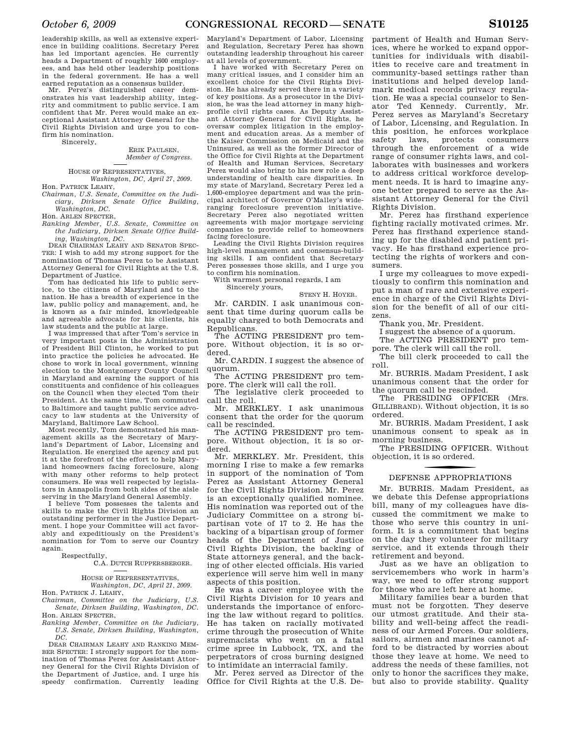leadership skills, as well as extensive experience in building coalitions. Secretary Perez has led important agencies. He currently heads a Department of roughly 1600 employees, and has held other leadership positions in the federal government. He has a well earned reputation as a consensus builder.

Mr. Perez's distinguished career demonstrates his vast leadership ability, integrity and commitment to public service. I am confident that Mr. Perez would make an exceptional Assistant Attorney General for the Civil Rights Division and urge you to confirm his nomination.

Sincerely,

ERIK PAULSEN,
*Member of Congress.*

---

HOUSE OF REPRESENTATIVES,
*Washington, DC, April 27, 2009.*

Hon. PATRICK LEAHY,
*Chairman, U.S. Senate, Committee on the Judiciary, Dirksen Senate Office Building, Washington, DC.*

Hon. ARLEN SPECTER,
*Ranking Member, U.S. Senate, Committee on the Judiciary, Dirksen Senate Office Building, Washington, DC.*

DEAR CHAIRMAN LEAHY AND SENATOR SPECTER: I wish to add my strong support for the nomination of Thomas Perez to be Assistant Attorney General for Civil Rights at the U.S. Department of Justice.

Tom has dedicated his life to public service, to the citizens of Maryland and to the nation. He has a breadth of experience in the law, public policy and management, and, he is known as a fair minded, knowledgeable and agreeable advocate for his clients, his law students and the public at large.

I was impressed that after Tom's service in very important posts in the Administration of President Bill Clinton, he worked to put into practice the policies he advocated. He chose to work in local government, winning election to the Montgomery County Council in Maryland and earning the support of his constituents and confidence of his colleagues on the Council when they elected Tom their President. At the same time, Tom commuted to Baltimore and taught public service advocacy to law students at the University of Maryland, Baltimore Law School.

Most recently, Tom demonstrated his management skills as the Secretary of Maryland's Department of Labor, Licensing and Regulation. He energized the agency and put it at the forefront of the effort to help Maryland homeowners facing foreclosure, along with many other reforms to help protect consumers. He was well respected by legislators in Annapolis from both sides of the aisle serving in the Maryland General Assembly.

I believe Tom possesses the talents and skills to make the Civil Rights Division an outstanding performer in the Justice Department. I hope your Committee will act favorably and expeditiously on the President's nomination for Tom to serve our Country again.

Respectfully,

C.A. DUTCH RUPPERSBERGER.

---

HOUSE OF REPRESENTATIVES,
*Washington, DC, April 21, 2009.*

Hon. PATRICK J. LEAHY,
*Chairman, Committee on the Judiciary, U.S. Senate, Dirksen Building, Washington, DC.*

Hon. ARLEN SPECTER,
*Ranking Member, Committee on the Judiciary, U.S. Senate, Dirksen Building, Washington, DC.*

DEAR CHAIRMAN LEAHY AND RANKING MEMBER SPECTER: I strongly support for the nomination of Thomas Perez for Assistant Attorney General for the Civil Rights Division of the Department of Justice, and. I urge his speedy confirmation. Currently leading Maryland's Department of Labor, Licensing and Regulation, Secretary Perez has shown outstanding leadership throughout his career at all levels of government.

I have worked with Secretary Perez on many critical issues, and I consider him an excellent choice for the Civil Rights Division. He has already served there in a variety of key positions. As a prosecutor in the Division, he was the lead attorney in many high-profile civil rights cases. As Deputy Assistant Attorney General for Civil Rights, he oversaw complex litigation in the employment and education areas. As a member of the Kaiser Commission on Medicaid and the Uninsured, as well as the former Director of the Office for Civil Rights at the Department of Health and Human Services, Secretary Perez would also bring to his new role a deep understanding of health care disparities. In my state of Maryland, Secretary Perez led a 1,600-employee department and was the principal architect of Governor O'Malley's wide-ranging foreclosure prevention initiative. Secretary Perez also negotiated written agreements with major mortgage servicing companies to provide relief to homeowners facing foreclosure.

Leading the Civil Rights Division requires high-level management and consensus-building skills. I am confident that Secretary Perez possesses those skills, and I urge you to confirm his nomination.

With warmest personal regards, I am

Sincerely yours,

STENY H. HOYER.

Mr. CARDIN. I ask unanimous consent that time during quorum calls be equally charged to both Democrats and Republicans.

The ACTING PRESIDENT pro tempore. Without objection, it is so ordered.

Mr. CARDIN. I suggest the absence of quorum.

The ACTING PRESIDENT pro tempore. The clerk will call the roll.

The legislative clerk proceeded to call the roll.

Mr. MERKLEY. I ask unanimous consent that the order for the quorum call be rescinded.

The ACTING PRESIDENT pro tempore. Without objection, it is so ordered.

Mr. MERKLEY. Mr. President, this morning I rise to make a few remarks in support of the nomination of Tom Perez as Assistant Attorney General for the Civil Rights Division. Mr. Perez is an exceptionally qualified nominee. His nomination was reported out of the Judiciary Committee on a strong bipartisan vote of 17 to 2. He has the backing of a bipartisan group of former heads of the Department of Justice Civil Rights Division, the backing of State attorneys general, and the backing of other elected officials. His varied experience will serve him well in many aspects of this position.

He was a career employee with the Civil Rights Division for 10 years and understands the importance of enforcing the law without regard to politics. He has taken on racially motivated crime through the prosecution of White supremacists who went on a fatal crime spree in Lubbock, TX, and the perpetrators of cross burning designed to intimidate an interracial family.

Mr. Perez served as Director of the Office for Civil Rights at the U.S. Department of Health and Human Services, where he worked to expand opportunities for individuals with disabilities to receive care and treatment in community-based settings rather than institutions and helped develop landmark medical records privacy regulation. He was a special counselor to Senator Ted Kennedy. Currently, Mr. Perez serves as Maryland's Secretary of Labor, Licensing, and Regulation. In this position, he enforces workplace safety laws, protects consumers through the enforcement of a wide range of consumer rights laws, and collaborates with businesses and workers to address critical workforce development needs. It is hard to imagine anyone better prepared to serve as the Assistant Attorney General for the Civil Rights Division.

Mr. Perez has firsthand experience fighting racially motivated crimes. Mr. Perez has firsthand experience standing up for the disabled and patient privacy. He has firsthand experience protecting the rights of workers and consumers.

I urge my colleagues to move expeditiously to confirm this nomination and put a man of rare and extensive experience in charge of the Civil Rights Division for the benefit of all of our citizens.

Thank you, Mr. President.

I suggest the absence of a quorum.

The ACTING PRESIDENT pro tempore. The clerk will call the roll.

The bill clerk proceeded to call the roll.

Mr. BURRIS. Madam President, I ask unanimous consent that the order for the quorum call be rescinded.

The PRESIDING OFFICER (Mrs. GILLIBRAND). Without objection, it is so ordered.

Mr. BURRIS. Madam President, I ask unanimous consent to speak as in morning business.

The PRESIDING OFFICER. Without objection, it is so ordered.

---

## DEFENSE APPROPRIATIONS

Mr. BURRIS. Madam President, as we debate this Defense appropriations bill, many of my colleagues have discussed the commitment we make to those who serve this country in uniform. It is a commitment that begins on the day they volunteer for military service, and it extends through their retirement and beyond.

Just as we have an obligation to servicemembers who work in harm's way, we need to offer strong support for those who are left here at home.

Military families bear a burden that must not be forgotten. They deserve our utmost gratitude. And their stability and well-being affect the readiness of our Armed Forces. Our soldiers, sailors, airmen and marines cannot afford to be distracted by worries about those they leave at home. We need to address the needs of these families, not only to honor the sacrifices they make, but also to provide stability. Quality